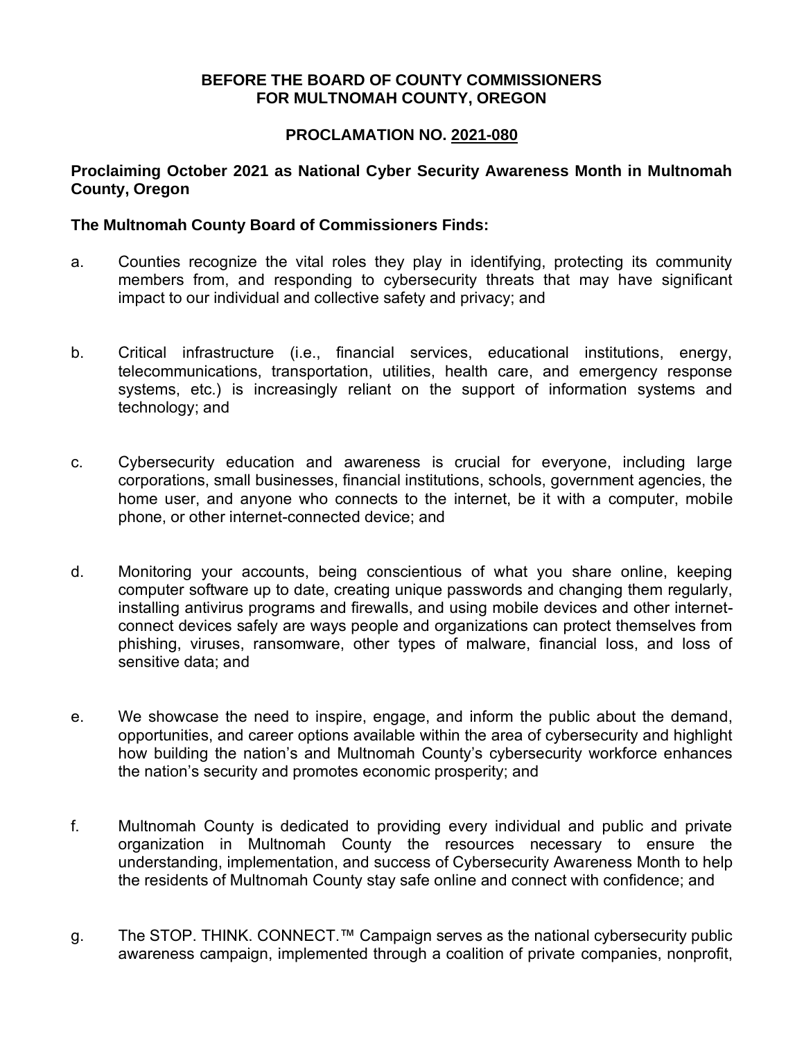**BEFORE THE BOARD OF COUNTY COMMISSIONERS**
**FOR MULTNOMAH COUNTY, OREGON**

**PROCLAMATION NO. 2021-080**

**Proclaiming October 2021 as National Cyber Security Awareness Month in Multnomah County, Oregon**

**The Multnomah County Board of Commissioners Finds:**

a. Counties recognize the vital roles they play in identifying, protecting its community members from, and responding to cybersecurity threats that may have significant impact to our individual and collective safety and privacy; and

b. Critical infrastructure (i.e., financial services, educational institutions, energy, telecommunications, transportation, utilities, health care, and emergency response systems, etc.) is increasingly reliant on the support of information systems and technology; and

c. Cybersecurity education and awareness is crucial for everyone, including large corporations, small businesses, financial institutions, schools, government agencies, the home user, and anyone who connects to the internet, be it with a computer, mobile phone, or other internet-connected device; and

d. Monitoring your accounts, being conscientious of what you share online, keeping computer software up to date, creating unique passwords and changing them regularly, installing antivirus programs and firewalls, and using mobile devices and other internet-connect devices safely are ways people and organizations can protect themselves from phishing, viruses, ransomware, other types of malware, financial loss, and loss of sensitive data; and

e. We showcase the need to inspire, engage, and inform the public about the demand, opportunities, and career options available within the area of cybersecurity and highlight how building the nation's and Multnomah County's cybersecurity workforce enhances the nation's security and promotes economic prosperity; and

f. Multnomah County is dedicated to providing every individual and public and private organization in Multnomah County the resources necessary to ensure the understanding, implementation, and success of Cybersecurity Awareness Month to help the residents of Multnomah County stay safe online and connect with confidence; and

g. The STOP. THINK. CONNECT.™ Campaign serves as the national cybersecurity public awareness campaign, implemented through a coalition of private companies, nonprofit,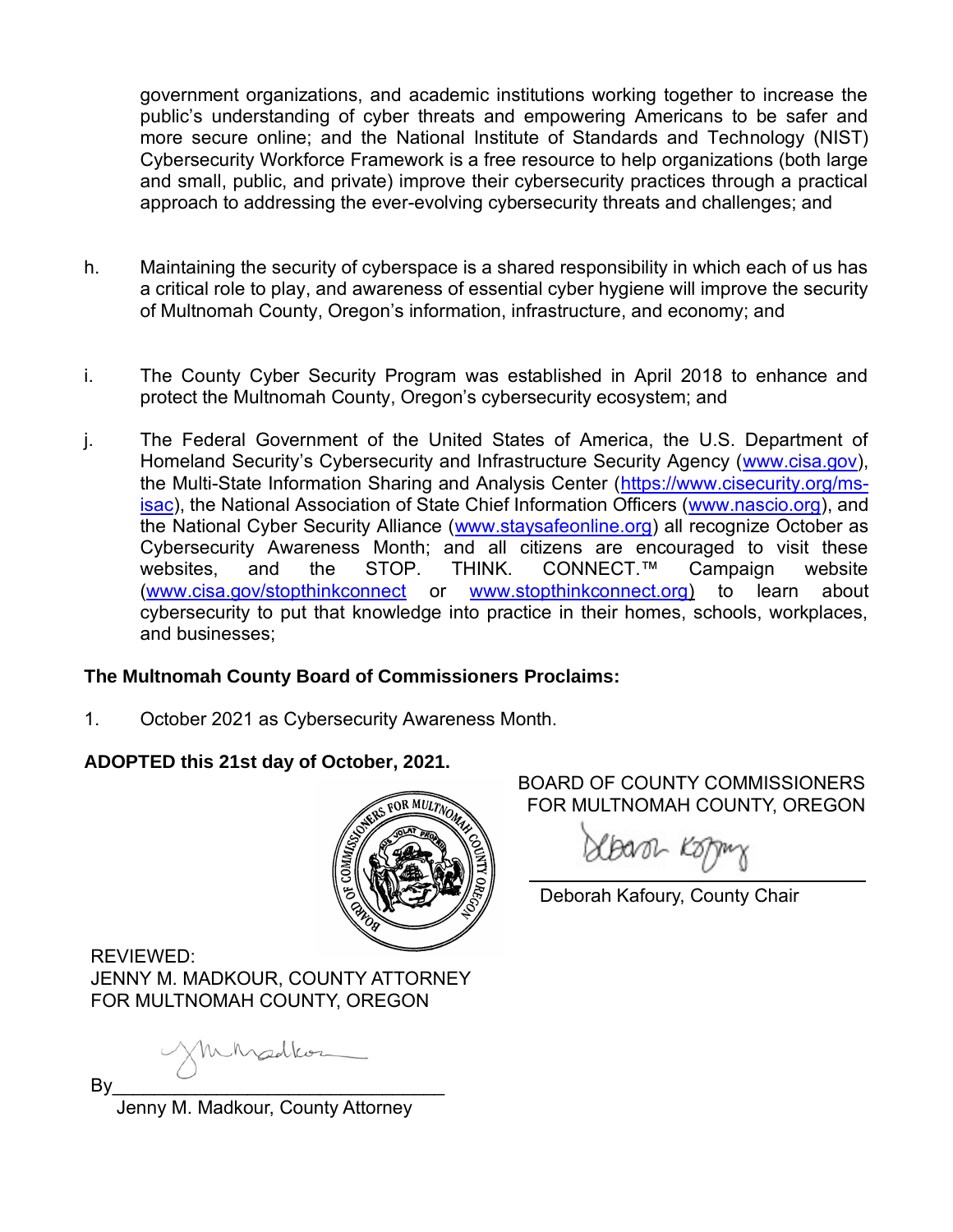government organizations, and academic institutions working together to increase the public's understanding of cyber threats and empowering Americans to be safer and more secure online; and the National Institute of Standards and Technology (NIST) Cybersecurity Workforce Framework is a free resource to help organizations (both large and small, public, and private) improve their cybersecurity practices through a practical approach to addressing the ever-evolving cybersecurity threats and challenges; and

h. Maintaining the security of cyberspace is a shared responsibility in which each of us has a critical role to play, and awareness of essential cyber hygiene will improve the security of Multnomah County, Oregon's information, infrastructure, and economy; and

i. The County Cyber Security Program was established in April 2018 to enhance and protect the Multnomah County, Oregon's cybersecurity ecosystem; and

j. The Federal Government of the United States of America, the U.S. Department of Homeland Security's Cybersecurity and Infrastructure Security Agency (www.cisa.gov), the Multi-State Information Sharing and Analysis Center (https://www.cisecurity.org/ms-isac), the National Association of State Chief Information Officers (www.nascio.org), and the National Cyber Security Alliance (www.staysafeonline.org) all recognize October as Cybersecurity Awareness Month; and all citizens are encouraged to visit these websites, and the STOP. THINK. CONNECT.™ Campaign website (www.cisa.gov/stopthinkconnect or www.stopthinkconnect.org) to learn about cybersecurity to put that knowledge into practice in their homes, schools, workplaces, and businesses;

**The Multnomah County Board of Commissioners Proclaims:**

1. October 2021 as Cybersecurity Awareness Month.

**ADOPTED this 21st day of October, 2021.**

BOARD OF COUNTY COMMISSIONERS
FOR MULTNOMAH COUNTY, OREGON

Deborah Kafoury, County Chair

REVIEWED:
JENNY M. MADKOUR, COUNTY ATTORNEY
FOR MULTNOMAH COUNTY, OREGON

By_______________________________
Jenny M. Madkour, County Attorney